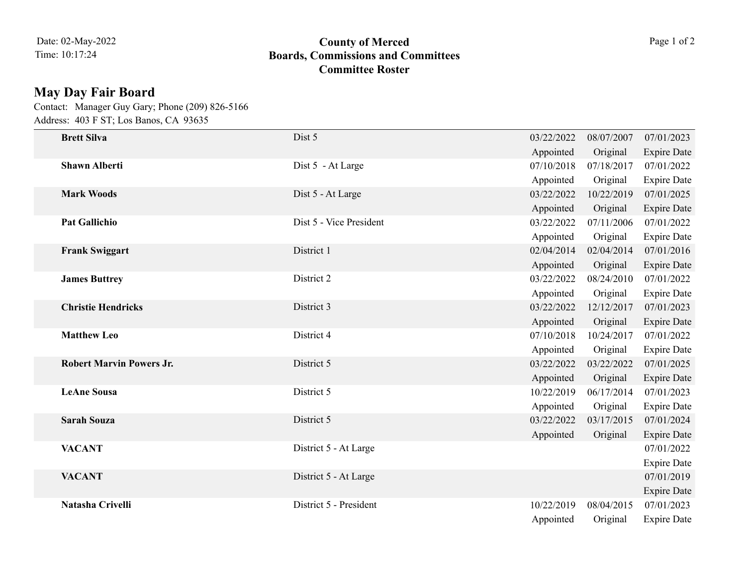Date: 02-May-2022
Time: 10:17:24

**County of Merced**
**Boards, Commissions and Committees**
**Committee Roster**

## May Day Fair Board

Contact: Manager Guy Gary; Phone (209) 826-5166
Address: 403 F ST; Los Banos, CA 93635

| Name | Position | Appointed | Original | Expire Date |
|---|---|---|---|---|
| **Brett Silva** | Dist 5 | 03/22/2022 | 08/07/2007 | 07/01/2023 |
| **Shawn Alberti** | Dist 5 - At Large | 07/10/2018 | 07/18/2017 | 07/01/2022 |
| **Mark Woods** | Dist 5 - At Large | 03/22/2022 | 10/22/2019 | 07/01/2025 |
| **Pat Gallichio** | Dist 5 - Vice President | 03/22/2022 | 07/11/2006 | 07/01/2022 |
| **Frank Swiggart** | District 1 | 02/04/2014 | 02/04/2014 | 07/01/2016 |
| **James Buttrey** | District 2 | 03/22/2022 | 08/24/2010 | 07/01/2022 |
| **Christie Hendricks** | District 3 | 03/22/2022 | 12/12/2017 | 07/01/2023 |
| **Matthew Leo** | District 4 | 07/10/2018 | 10/24/2017 | 07/01/2022 |
| **Robert Marvin Powers Jr.** | District 5 | 03/22/2022 | 03/22/2022 | 07/01/2025 |
| **LeAne Sousa** | District 5 | 10/22/2019 | 06/17/2014 | 07/01/2023 |
| **Sarah Souza** | District 5 | 03/22/2022 | 03/17/2015 | 07/01/2024 |
| **VACANT** | District 5 - At Large | | | 07/01/2022 |
| **VACANT** | District 5 - At Large | | | 07/01/2019 |
| **Natasha Crivelli** | District 5 - President | 10/22/2019 | 08/04/2015 | 07/01/2023 |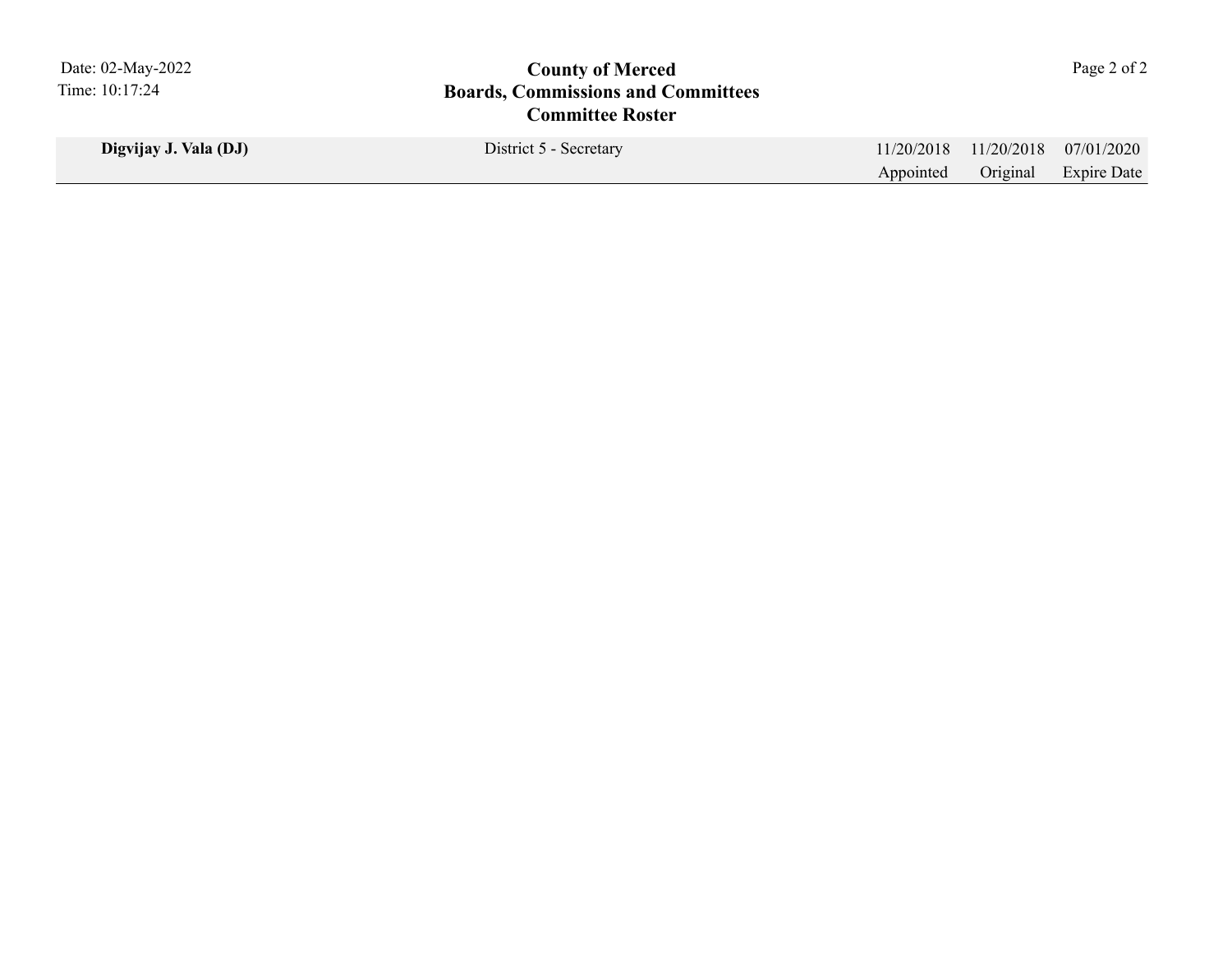# County of Merced
## Boards, Commissions and Committees
### Committee Roster

Date: 02-May-2022
Time: 10:17:24

| | | | | |
|---|---|---|---|---|
| **Digvijay J. Vala (DJ)** | District 5 - Secretary | 11/20/2018 | 11/20/2018 | 07/01/2020 |
| | | Appointed | Original | Expire Date |